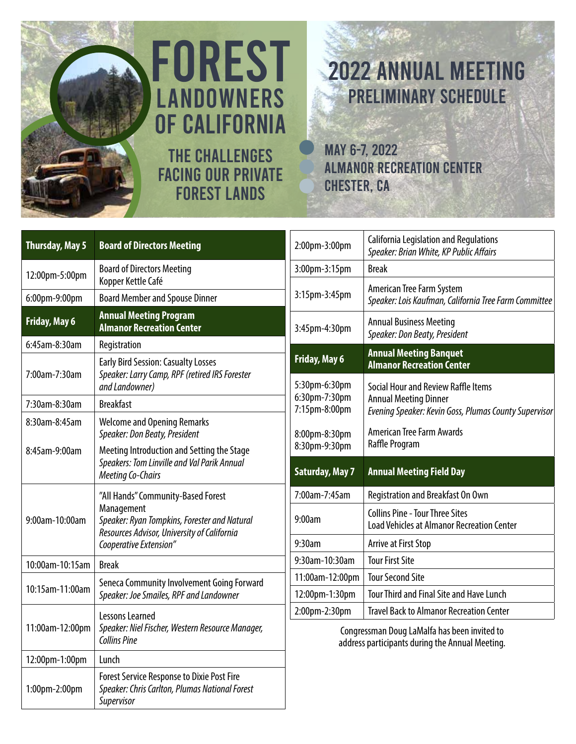# FOREST LANDOWNERS OF CALIFORNIA

## THE CHALLENGES FACING OUR PRIVATE FOREST LANDS

## 2022 ANNUAL MEETING PRELIMINARY SCHEDULE

MAY 6-7, 2022
ALMANOR RECREATION CENTER
CHESTER, CA

| **Thursday, May 5** | **Board of Directors Meeting** |
|---|---|
| 12:00pm-5:00pm | Board of Directors Meeting<br>Kopper Kettle Café |
| 6:00pm-9:00pm | Board Member and Spouse Dinner |
| **Friday, May 6** | **Annual Meeting Program**<br>**Almanor Recreation Center** |
| 6:45am-8:30am | Registration |
| 7:00am-7:30am | Early Bird Session: Casualty Losses<br>*Speaker: Larry Camp, RPF (retired IRS Forester and Landowner)* |
| 7:30am-8:30am | Breakfast |
| 8:30am-8:45am | Welcome and Opening Remarks<br>*Speaker: Don Beaty, President* |
| 8:45am-9:00am | Meeting Introduction and Setting the Stage<br>*Speakers: Tom Linville and Val Parik Annual Meeting Co-Chairs* |
| 9:00am-10:00am | "All Hands" Community-Based Forest Management<br>*Speaker: Ryan Tompkins, Forester and Natural Resources Advisor, University of California Cooperative Extension"* |
| 10:00am-10:15am | Break |
| 10:15am-11:00am | Seneca Community Involvement Going Forward<br>*Speaker: Joe Smailes, RPF and Landowner* |
| 11:00am-12:00pm | Lessons Learned<br>*Speaker: Niel Fischer, Western Resource Manager, Collins Pine* |
| 12:00pm-1:00pm | Lunch |
| 1:00pm-2:00pm | Forest Service Response to Dixie Post Fire<br>*Speaker: Chris Carlton, Plumas National Forest Supervisor* |
| 2:00pm-3:00pm | California Legislation and Regulations<br>*Speaker: Brian White, KP Public Affairs* |
| 3:00pm-3:15pm | Break |
| 3:15pm-3:45pm | American Tree Farm System<br>*Speaker: Lois Kaufman, California Tree Farm Committee* |
| 3:45pm-4:30pm | Annual Business Meeting<br>*Speaker: Don Beaty, President* |
| **Friday, May 6** | **Annual Meeting Banquet**<br>**Almanor Recreation Center** |
| 5:30pm-6:30pm | Social Hour and Review Raffle Items |
| 6:30pm-7:30pm | Annual Meeting Dinner |
| 7:15pm-8:00pm | *Evening Speaker: Kevin Goss, Plumas County Supervisor* |
| 8:00pm-8:30pm | American Tree Farm Awards |
| 8:30pm-9:30pm | Raffle Program |
| **Saturday, May 7** | **Annual Meeting Field Day** |
| 7:00am-7:45am | Registration and Breakfast On Own |
| 9:00am | Collins Pine - Tour Three Sites<br>Load Vehicles at Almanor Recreation Center |
| 9:30am | Arrive at First Stop |
| 9:30am-10:30am | Tour First Site |
| 11:00am-12:00pm | Tour Second Site |
| 12:00pm-1:30pm | Tour Third and Final Site and Have Lunch |
| 2:00pm-2:30pm | Travel Back to Almanor Recreation Center |

Congressman Doug LaMalfa has been invited to address participants during the Annual Meeting.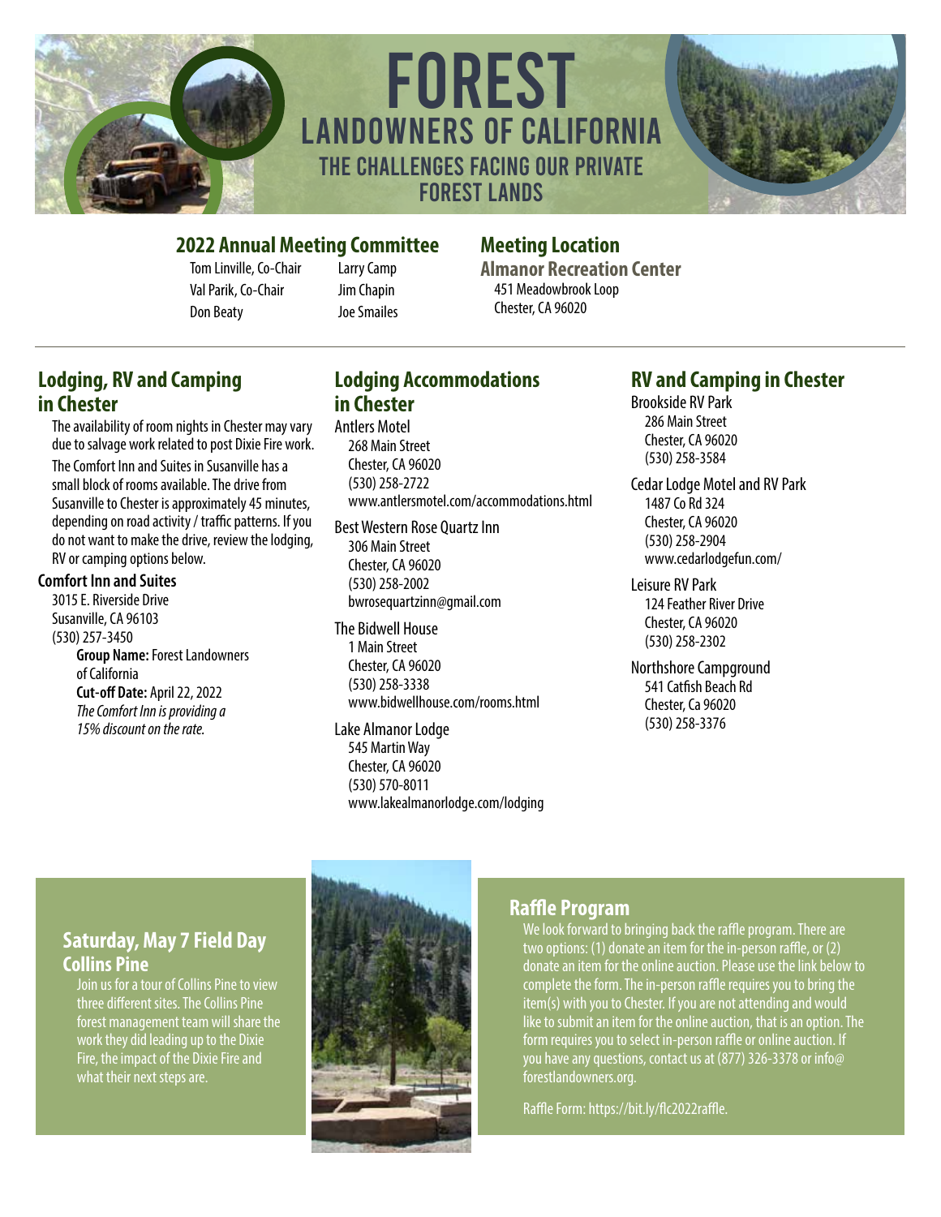# FOREST
## LANDOWNERS OF CALIFORNIA
### THE CHALLENGES FACING OUR PRIVATE FOREST LANDS

## 2022 Annual Meeting Committee

Tom Linville, Co-Chair
Val Parik, Co-Chair
Don Beaty
Larry Camp
Jim Chapin
Joe Smailes

## Meeting Location

**Almanor Recreation Center**
451 Meadowbrook Loop
Chester, CA 96020

## Lodging, RV and Camping in Chester

The availability of room nights in Chester may vary due to salvage work related to post Dixie Fire work.

The Comfort Inn and Suites in Susanville has a small block of rooms available. The drive from Susanville to Chester is approximately 45 minutes, depending on road activity / traffic patterns. If you do not want to make the drive, review the lodging, RV or camping options below.

**Comfort Inn and Suites**
3015 E. Riverside Drive
Susanville, CA 96103
(530) 257-3450

**Group Name:** Forest Landowners of California
**Cut-off Date:** April 22, 2022
*The Comfort Inn is providing a 15% discount on the rate.*

## Lodging Accommodations in Chester

Antlers Motel
268 Main Street
Chester, CA 96020
(530) 258-2722
www.antlersmotel.com/accommodations.html

Best Western Rose Quartz Inn
306 Main Street
Chester, CA 96020
(530) 258-2002
bwrosequartzinn@gmail.com

The Bidwell House
1 Main Street
Chester, CA 96020
(530) 258-3338
www.bidwellhouse.com/rooms.html

Lake Almanor Lodge
545 Martin Way
Chester, CA 96020
(530) 570-8011
www.lakealmanorlodge.com/lodging

## RV and Camping in Chester

Brookside RV Park
286 Main Street
Chester, CA 96020
(530) 258-3584

Cedar Lodge Motel and RV Park
1487 Co Rd 324
Chester, CA 96020
(530) 258-2904
www.cedarlodgefun.com/

Leisure RV Park
124 Feather River Drive
Chester, CA 96020
(530) 258-2302

Northshore Campground
541 Catfish Beach Rd
Chester, Ca 96020
(530) 258-3376

## Saturday, May 7 Field Day Collins Pine

Join us for a tour of Collins Pine to view three different sites. The Collins Pine forest management team will share the work they did leading up to the Dixie Fire, the impact of the Dixie Fire and what their next steps are.

## Raffle Program

We look forward to bringing back the raffle program. There are two options: (1) donate an item for the in-person raffle, or (2) donate an item for the online auction. Please use the link below to complete the form. The in-person raffle requires you to bring the item(s) with you to Chester. If you are not attending and would like to submit an item for the online auction, that is an option. The form requires you to select in-person raffle or online auction. If you have any questions, contact us at (877) 326-3378 or info@forestlandowners.org.

Raffle Form: https://bit.ly/flc2022raffle.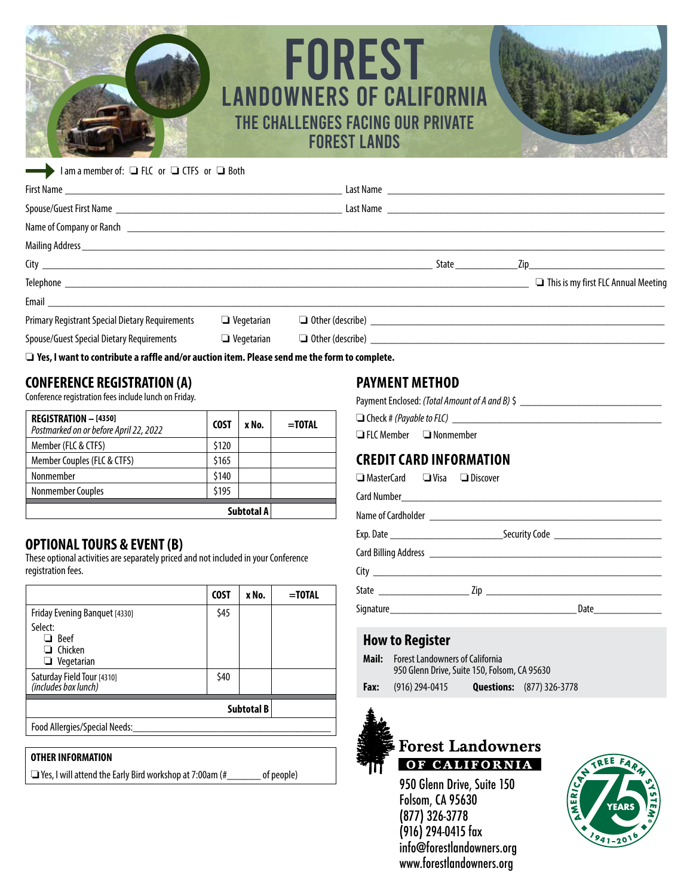# FOREST

## LANDOWNERS OF CALIFORNIA

### THE CHALLENGES FACING OUR PRIVATE FOREST LANDS

I am a member of: ❑ FLC or ❑ CTFS or ❑ Both

First Name ______________________ Last Name ______________________

Spouse/Guest First Name ______________________ Last Name ______________________

Name of Company or Ranch ______________________

Mailing Address ______________________

City ______________________ State ________ Zip ______________

Telephone ______________________ ❑ This is my first FLC Annual Meeting

Email ______________________

Primary Registrant Special Dietary Requirements ❑ Vegetarian ❑ Other (describe) ______________________

Spouse/Guest Special Dietary Requirements ❑ Vegetarian ❑ Other (describe) ______________________

**❑ Yes, I want to contribute a raffle and/or auction item. Please send me the form to complete.**

## CONFERENCE REGISTRATION (A)

Conference registration fees include lunch on Friday.

| **REGISTRATION – [4350]** *Postmarked on or before April 22, 2022* | COST | x No. | =TOTAL |
|---|---|---|---|
| Member (FLC & CTFS) | \$120 | | |
| Member Couples (FLC & CTFS) | \$165 | | |
| Nonmember | \$140 | | |
| Nonmember Couples | \$195 | | |
| | | **Subtotal A** | |

## OPTIONAL TOURS & EVENT (B)

These optional activities are separately priced and not included in your Conference registration fees.

| | COST | x No. | =TOTAL |
|---|---|---|---|
| Friday Evening Banquet [4330] Select: ❑ Beef ❑ Chicken ❑ Vegetarian | \$45 | | |
| Saturday Field Tour [4310] *(includes box lunch)* | \$40 | | |
| | | **Subtotal B** | |

Food Allergies/Special Needs: ______________________

**OTHER INFORMATION**

❑ Yes, I will attend the Early Bird workshop at 7:00am (#_______ of people)

## PAYMENT METHOD

Payment Enclosed: *(Total Amount of A and B)* \$ ______________________

❑ Check # *(Payable to FLC)* ______________________

❑ FLC Member ❑ Nonmember

## CREDIT CARD INFORMATION

❑ MasterCard ❑ Visa ❑ Discover

Card Number ______________________

Name of Cardholder ______________________

Exp. Date ______________ Security Code ______________

Card Billing Address ______________________

City ______________________

State ______________ Zip ______________________

Signature ______________________ Date ____________

### How to Register

**Mail:** Forest Landowners of California
950 Glenn Drive, Suite 150, Folsom, CA 95630

**Fax:** (916) 294-0415 **Questions:** (877) 326-3778

**Forest Landowners OF CALIFORNIA**

950 Glenn Drive, Suite 150
Folsom, CA 95630
(877) 326-3778
(916) 294-0415 fax
info@forestlandowners.org
www.forestlandowners.org

AMERICAN TREE FARM SYSTEM® 75 YEARS 1941–2016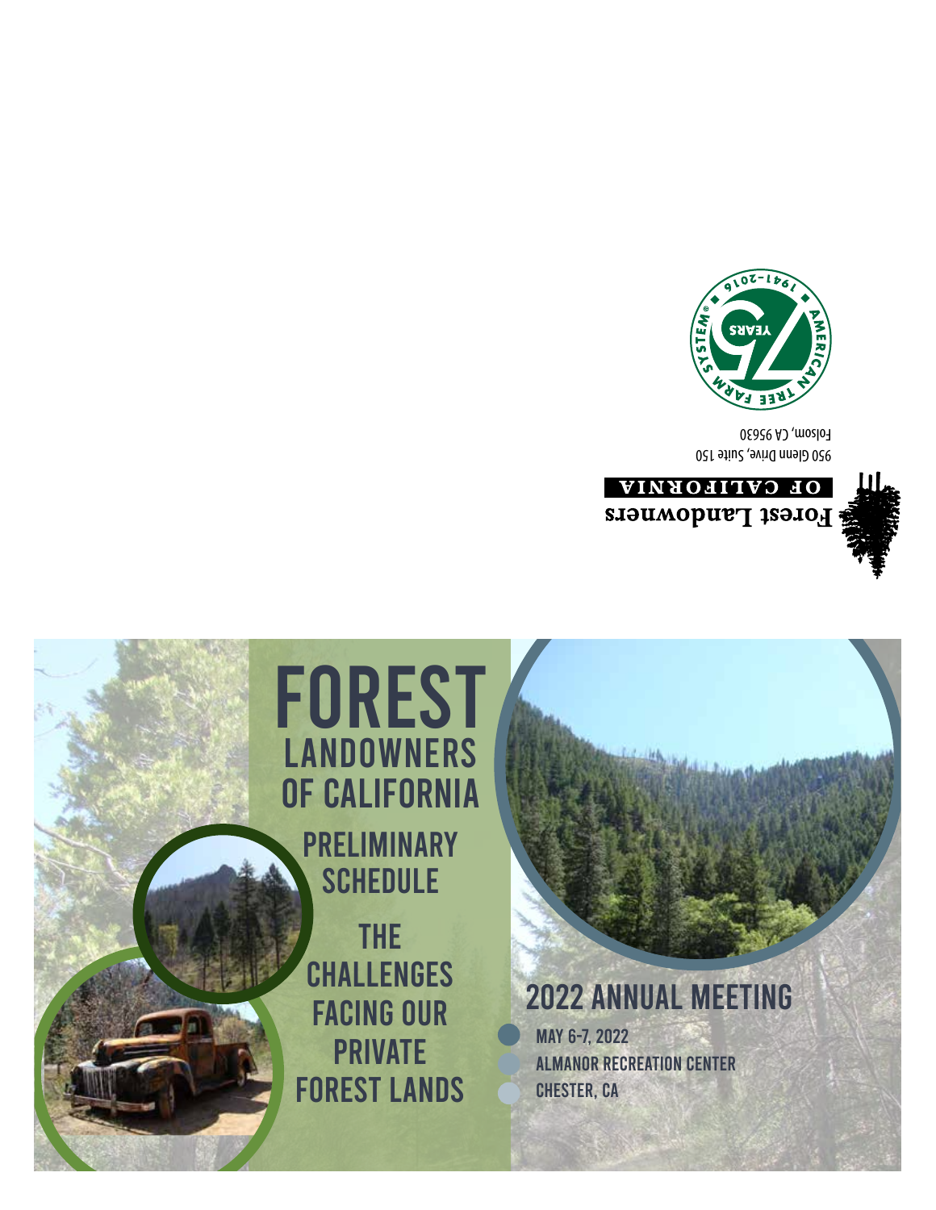Forest Landowners

OF CALIFORNIA

950 Glenn Drive, Suite 150

Folsom, CA 95630

AMERICAN TREE FARM SYSTEM® 75 YEARS 1941-2016

# FOREST LANDOWNERS OF CALIFORNIA

## PRELIMINARY SCHEDULE

## THE CHALLENGES FACING OUR PRIVATE FOREST LANDS

## 2022 ANNUAL MEETING

- MAY 6-7, 2022
- ALMANOR RECREATION CENTER
- CHESTER, CA